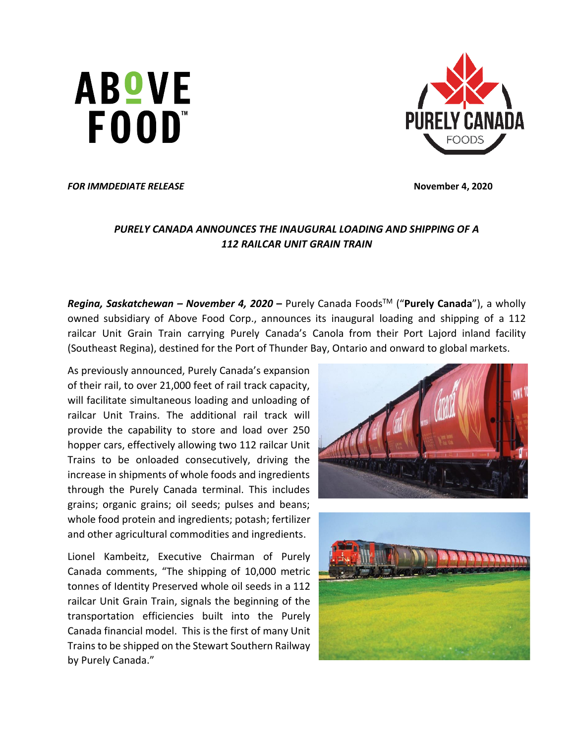ABOVE FOOD™

PURELY CANADA FOODS

***FOR IMMDEDIATE RELEASE*** **November 4, 2020**

## *PURELY CANADA ANNOUNCES THE INAUGURAL LOADING AND SHIPPING OF A 112 RAILCAR UNIT GRAIN TRAIN*

***Regina, Saskatchewan – November 4, 2020 –*** Purely Canada Foods™ ("**Purely Canada**"), a wholly owned subsidiary of Above Food Corp., announces its inaugural loading and shipping of a 112 railcar Unit Grain Train carrying Purely Canada's Canola from their Port Lajord inland facility (Southeast Regina), destined for the Port of Thunder Bay, Ontario and onward to global markets.

As previously announced, Purely Canada's expansion of their rail, to over 21,000 feet of rail track capacity, will facilitate simultaneous loading and unloading of railcar Unit Trains. The additional rail track will provide the capability to store and load over 250 hopper cars, effectively allowing two 112 railcar Unit Trains to be onloaded consecutively, driving the increase in shipments of whole foods and ingredients through the Purely Canada terminal. This includes grains; organic grains; oil seeds; pulses and beans; whole food protein and ingredients; potash; fertilizer and other agricultural commodities and ingredients.

Lionel Kambeitz, Executive Chairman of Purely Canada comments, "The shipping of 10,000 metric tonnes of Identity Preserved whole oil seeds in a 112 railcar Unit Grain Train, signals the beginning of the transportation efficiencies built into the Purely Canada financial model. This is the first of many Unit Trains to be shipped on the Stewart Southern Railway by Purely Canada."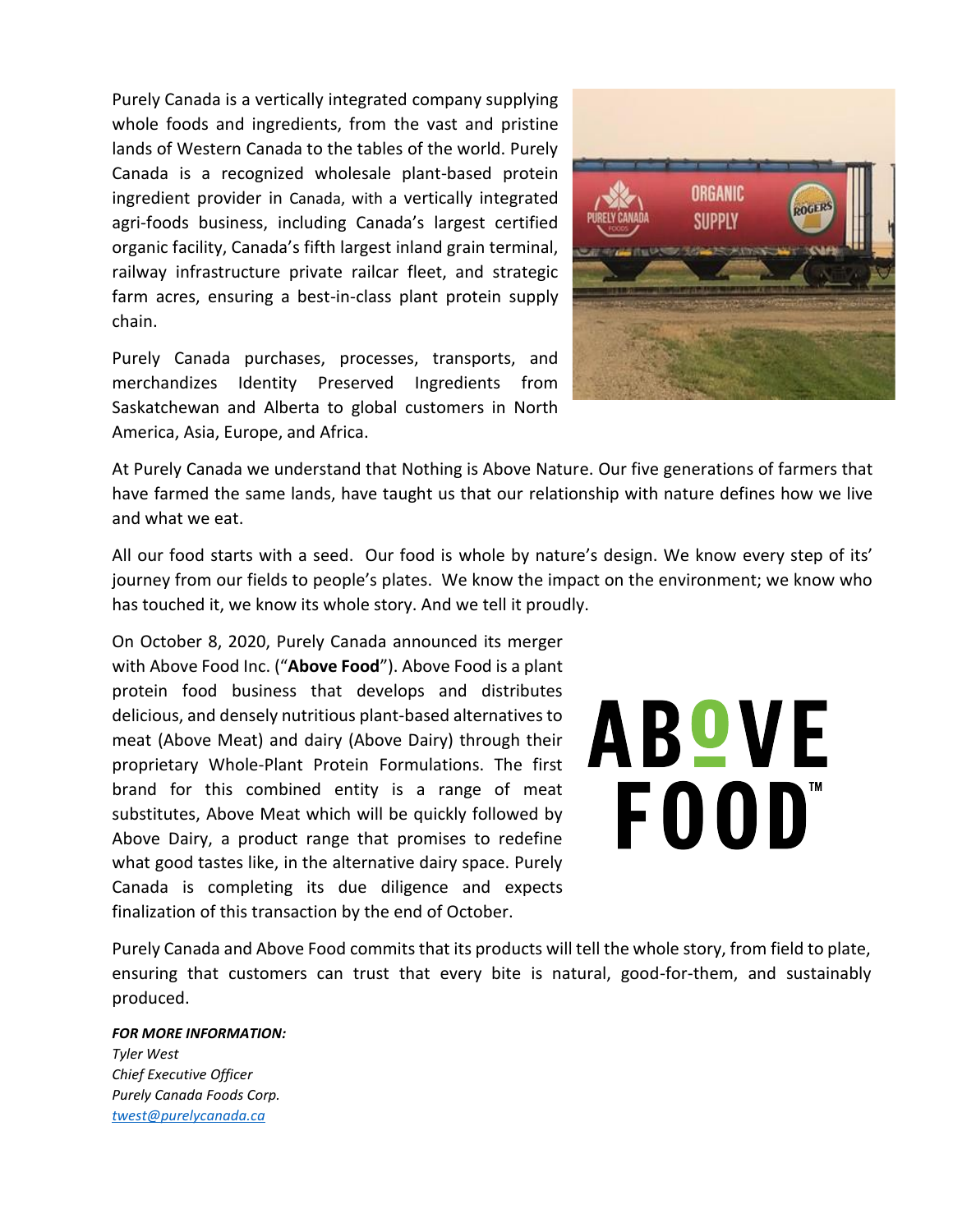Purely Canada is a vertically integrated company supplying whole foods and ingredients, from the vast and pristine lands of Western Canada to the tables of the world. Purely Canada is a recognized wholesale plant-based protein ingredient provider in Canada, with a vertically integrated agri-foods business, including Canada's largest certified organic facility, Canada's fifth largest inland grain terminal, railway infrastructure private railcar fleet, and strategic farm acres, ensuring a best-in-class plant protein supply chain.

Purely Canada purchases, processes, transports, and merchandizes Identity Preserved Ingredients from Saskatchewan and Alberta to global customers in North America, Asia, Europe, and Africa.

At Purely Canada we understand that Nothing is Above Nature. Our five generations of farmers that have farmed the same lands, have taught us that our relationship with nature defines how we live and what we eat.

All our food starts with a seed. Our food is whole by nature's design. We know every step of its' journey from our fields to people's plates. We know the impact on the environment; we know who has touched it, we know its whole story. And we tell it proudly.

On October 8, 2020, Purely Canada announced its merger with Above Food Inc. ("**Above Food**"). Above Food is a plant protein food business that develops and distributes delicious, and densely nutritious plant-based alternatives to meat (Above Meat) and dairy (Above Dairy) through their proprietary Whole-Plant Protein Formulations. The first brand for this combined entity is a range of meat substitutes, Above Meat which will be quickly followed by Above Dairy, a product range that promises to redefine what good tastes like, in the alternative dairy space. Purely Canada is completing its due diligence and expects finalization of this transaction by the end of October.

Purely Canada and Above Food commits that its products will tell the whole story, from field to plate, ensuring that customers can trust that every bite is natural, good-for-them, and sustainably produced.

***FOR MORE INFORMATION:***
*Tyler West*
*Chief Executive Officer*
*Purely Canada Foods Corp.*
*twest@purelycanada.ca*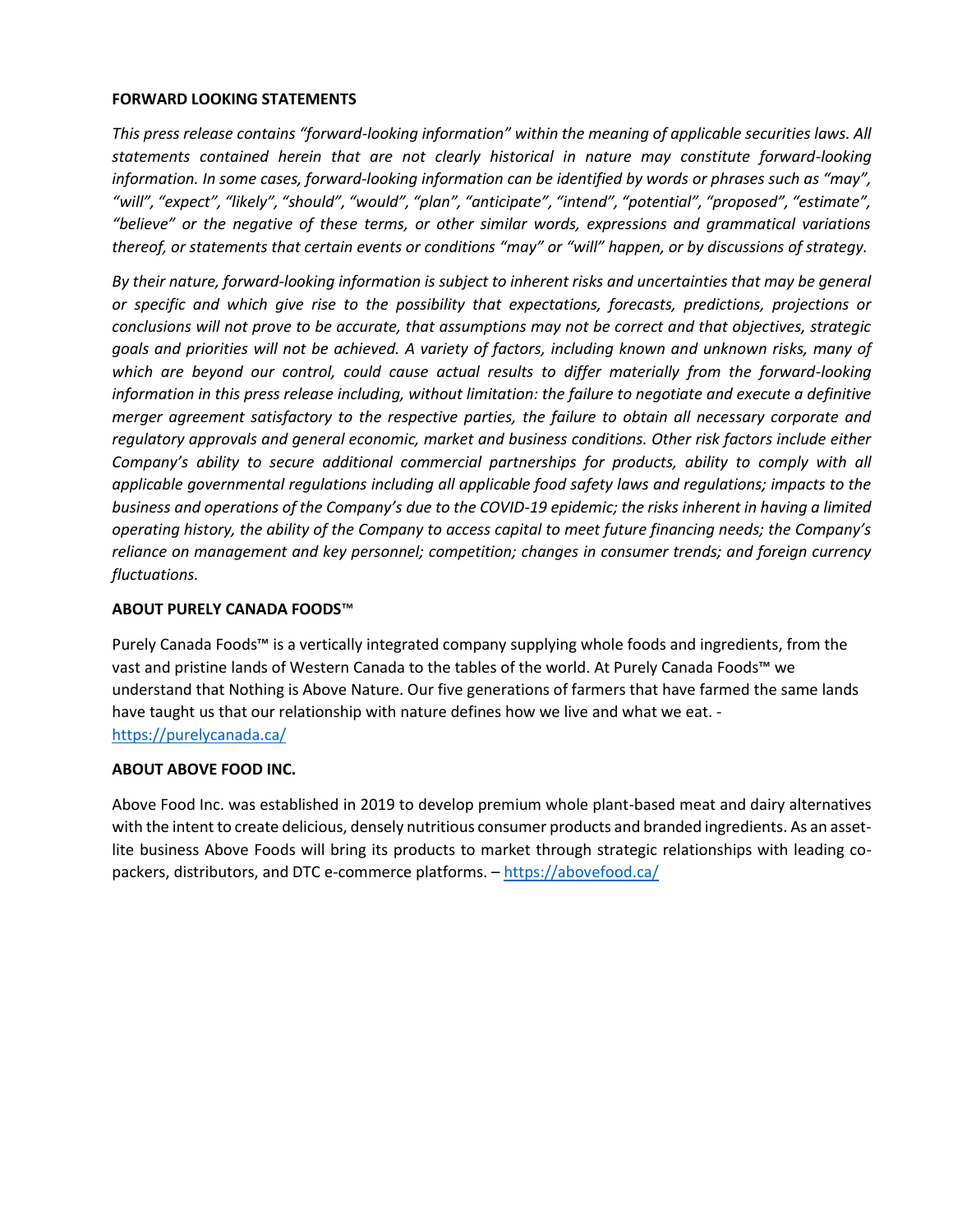**FORWARD LOOKING STATEMENTS**

*This press release contains "forward-looking information" within the meaning of applicable securities laws. All statements contained herein that are not clearly historical in nature may constitute forward-looking information. In some cases, forward-looking information can be identified by words or phrases such as "may", "will", "expect", "likely", "should", "would", "plan", "anticipate", "intend", "potential", "proposed", "estimate", "believe" or the negative of these terms, or other similar words, expressions and grammatical variations thereof, or statements that certain events or conditions "may" or "will" happen, or by discussions of strategy.*

*By their nature, forward-looking information is subject to inherent risks and uncertainties that may be general or specific and which give rise to the possibility that expectations, forecasts, predictions, projections or conclusions will not prove to be accurate, that assumptions may not be correct and that objectives, strategic goals and priorities will not be achieved. A variety of factors, including known and unknown risks, many of which are beyond our control, could cause actual results to differ materially from the forward-looking information in this press release including, without limitation: the failure to negotiate and execute a definitive merger agreement satisfactory to the respective parties, the failure to obtain all necessary corporate and regulatory approvals and general economic, market and business conditions. Other risk factors include either Company's ability to secure additional commercial partnerships for products, ability to comply with all applicable governmental regulations including all applicable food safety laws and regulations; impacts to the business and operations of the Company's due to the COVID-19 epidemic; the risks inherent in having a limited operating history, the ability of the Company to access capital to meet future financing needs; the Company's reliance on management and key personnel; competition; changes in consumer trends; and foreign currency fluctuations.*

**ABOUT PURELY CANADA FOODS™**

Purely Canada Foods™ is a vertically integrated company supplying whole foods and ingredients, from the vast and pristine lands of Western Canada to the tables of the world. At Purely Canada Foods™ we understand that Nothing is Above Nature. Our five generations of farmers that have farmed the same lands have taught us that our relationship with nature defines how we live and what we eat. - https://purelycanada.ca/

**ABOUT ABOVE FOOD INC.**

Above Food Inc. was established in 2019 to develop premium whole plant-based meat and dairy alternatives with the intent to create delicious, densely nutritious consumer products and branded ingredients. As an asset-lite business Above Foods will bring its products to market through strategic relationships with leading co-packers, distributors, and DTC e-commerce platforms. – https://abovefood.ca/